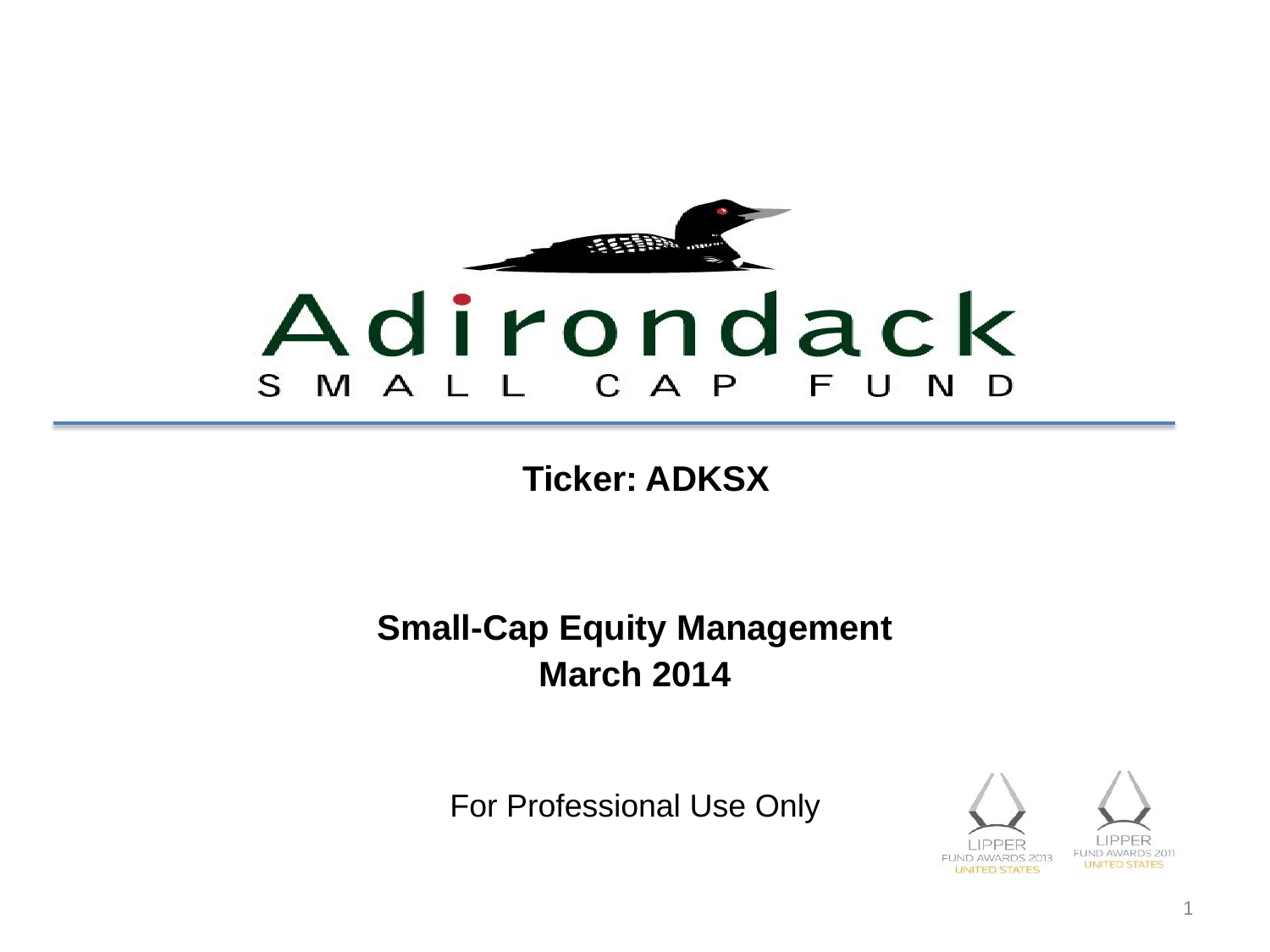# Adirondack
## SMALL CAP FUND

**Ticker: ADKSX**

**Small-Cap Equity Management**
**March 2014**

For Professional Use Only

LIPPER FUND AWARDS 2013 UNITED STATES

LIPPER FUND AWARDS 2011 UNITED STATES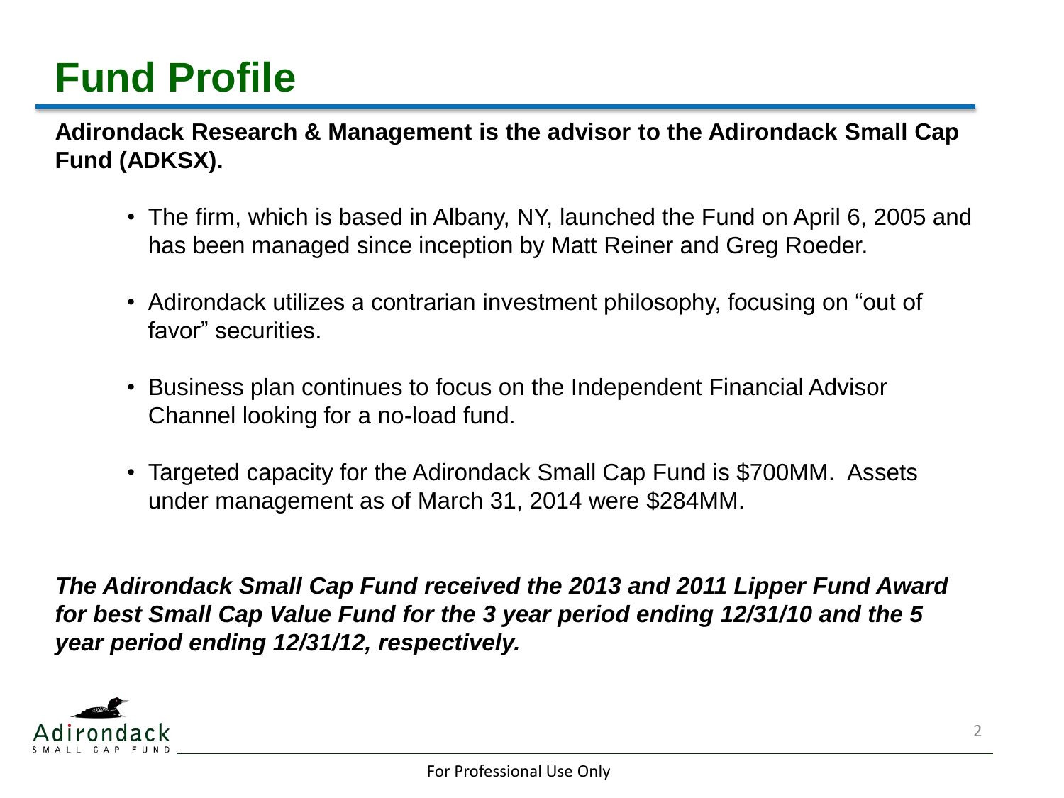# Fund Profile

**Adirondack Research & Management is the advisor to the Adirondack Small Cap Fund (ADKSX).**

- The firm, which is based in Albany, NY, launched the Fund on April 6, 2005 and has been managed since inception by Matt Reiner and Greg Roeder.
- Adirondack utilizes a contrarian investment philosophy, focusing on "out of favor" securities.
- Business plan continues to focus on the Independent Financial Advisor Channel looking for a no-load fund.
- Targeted capacity for the Adirondack Small Cap Fund is $700MM. Assets under management as of March 31, 2014 were $284MM.

***The Adirondack Small Cap Fund received the 2013 and 2011 Lipper Fund Award for best Small Cap Value Fund for the 3 year period ending 12/31/10 and the 5 year period ending 12/31/12, respectively.***

Adirondack
SMALL CAP FUND

For Professional Use Only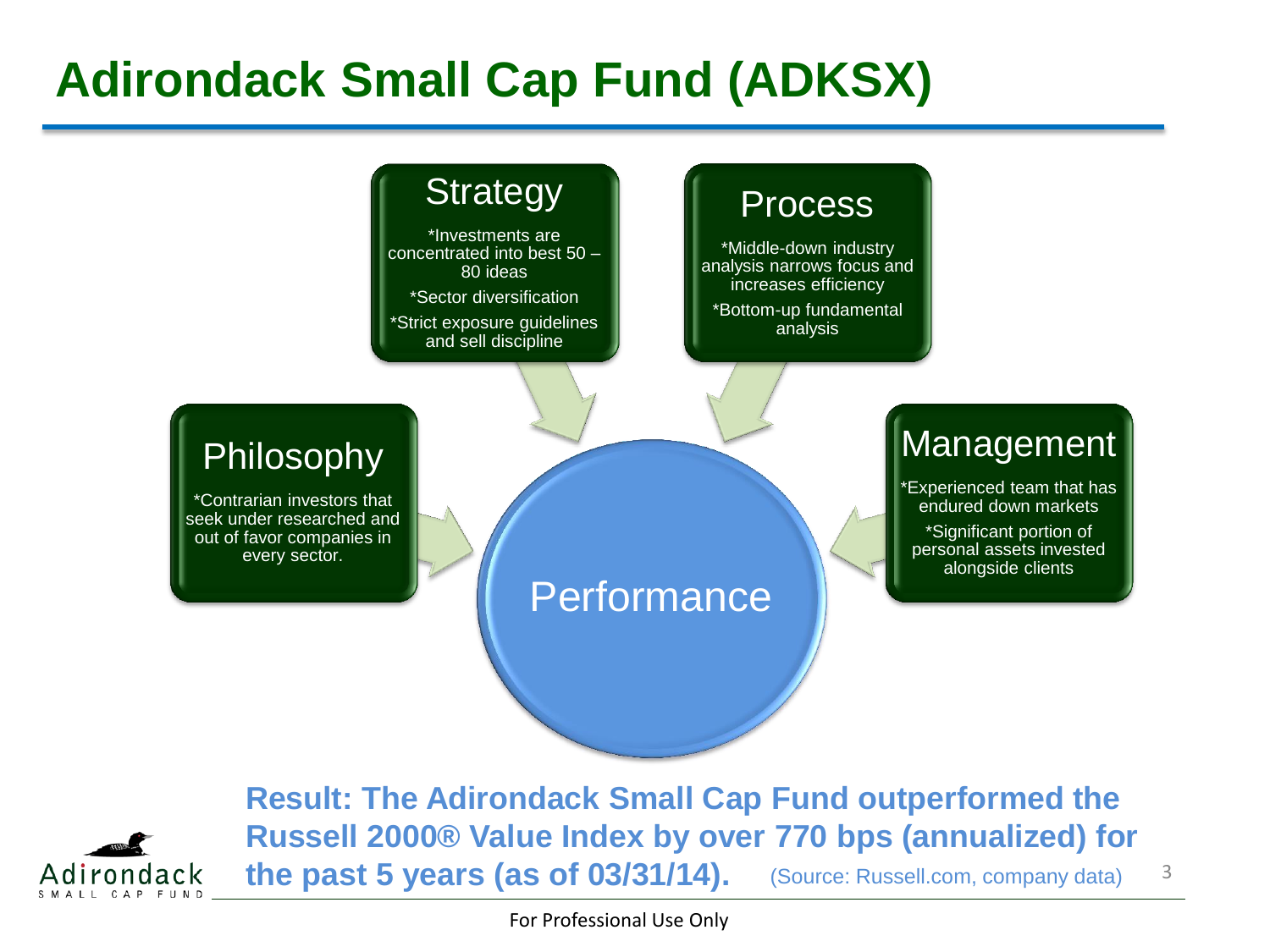# Adirondack Small Cap Fund (ADKSX)

## Strategy

*Investments are concentrated into best 50 – 80 ideas

*Sector diversification

*Strict exposure guidelines and sell discipline

## Process

*Middle-down industry analysis narrows focus and increases efficiency

*Bottom-up fundamental analysis

## Philosophy

*Contrarian investors that seek under researched and out of favor companies in every sector.

## Management

*Experienced team that has endured down markets

*Significant portion of personal assets invested alongside clients

## Performance

**Result: The Adirondack Small Cap Fund outperformed the Russell 2000® Value Index by over 770 bps (annualized) for the past 5 years (as of 03/31/14).** (Source: Russell.com, company data)

Adirondack SMALL CAP FUND

For Professional Use Only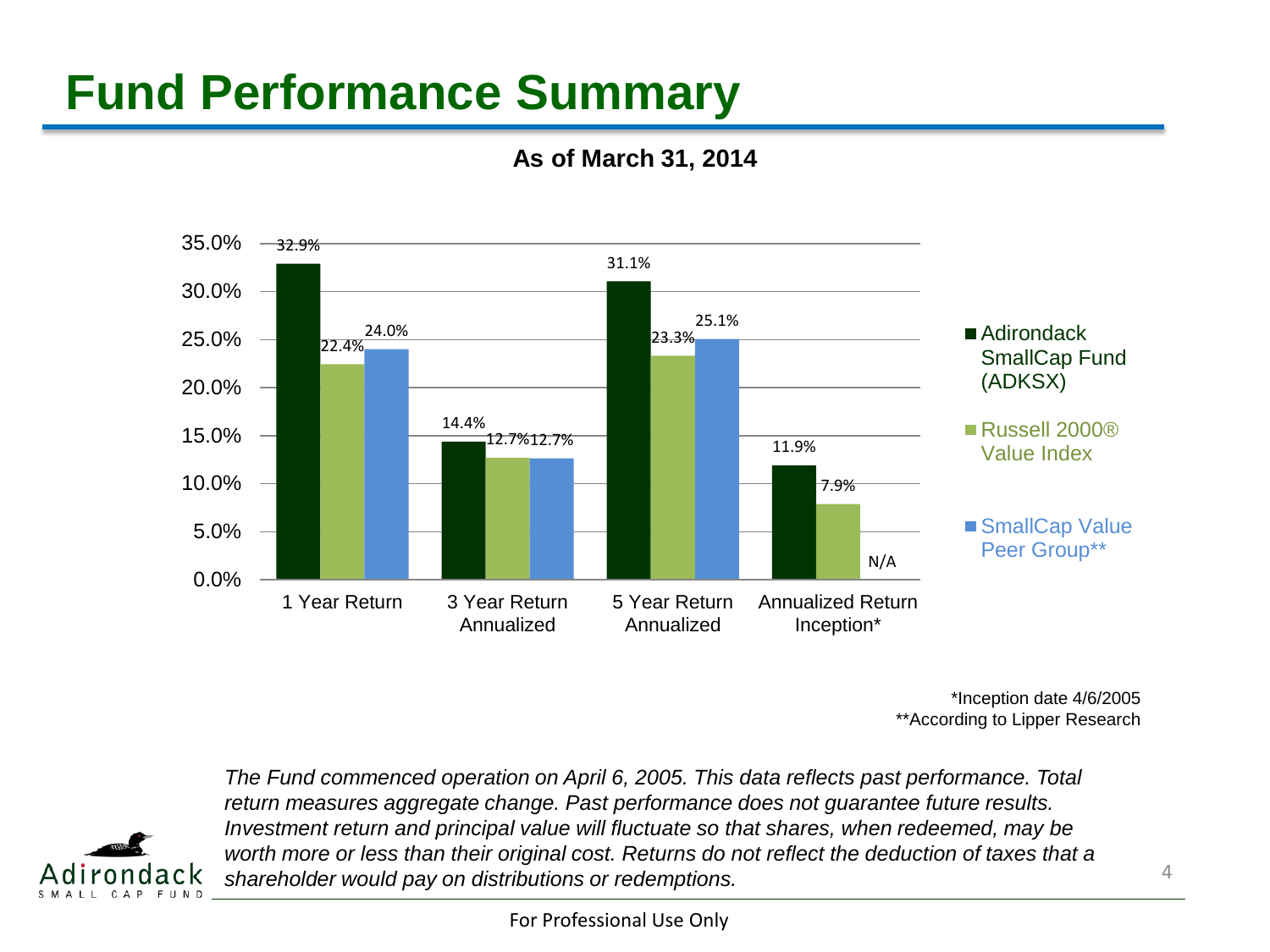# Fund Performance Summary

**As of March 31, 2014**

| | 1 Year Return | 3 Year Return Annualized | 5 Year Return Annualized | Annualized Return Inception* |
|---|---|---|---|---|
| Adirondack SmallCap Fund (ADKSX) | 32.9% | 14.4% | 31.1% | 11.9% |
| Russell 2000® Value Index | 22.4% | 12.7% | 23.3% | 7.9% |
| SmallCap Value Peer Group** | 24.0% | 12.7% | 25.1% | N/A |

*Inception date 4/6/2005
**According to Lipper Research

*The Fund commenced operation on April 6, 2005. This data reflects past performance. Total return measures aggregate change. Past performance does not guarantee future results. Investment return and principal value will fluctuate so that shares, when redeemed, may be worth more or less than their original cost. Returns do not reflect the deduction of taxes that a shareholder would pay on distributions or redemptions.*

Adirondack SMALL CAP FUND

For Professional Use Only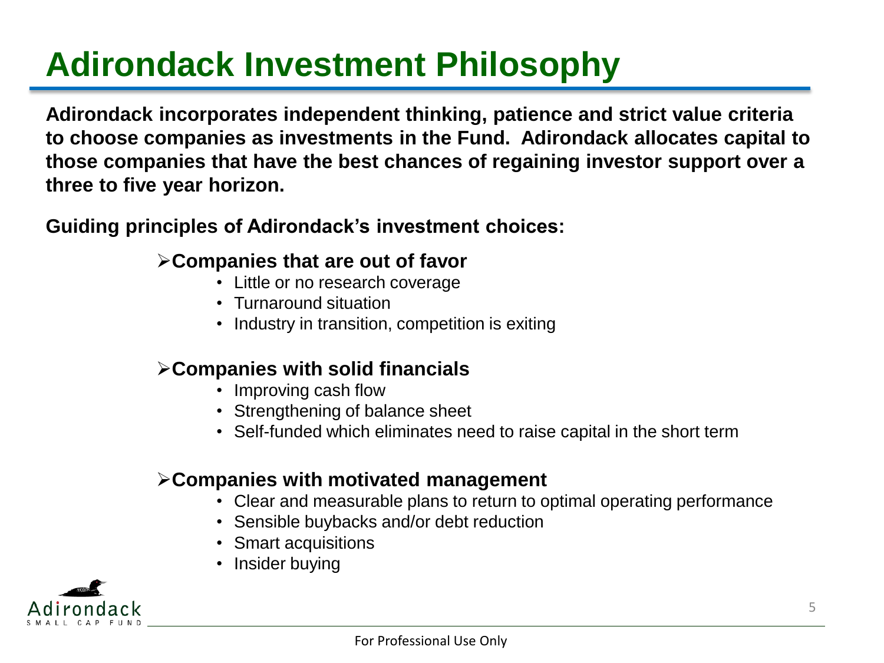# Adirondack Investment Philosophy

**Adirondack incorporates independent thinking, patience and strict value criteria to choose companies as investments in the Fund. Adirondack allocates capital to those companies that have the best chances of regaining investor support over a three to five year horizon.**

**Guiding principles of Adirondack's investment choices:**

- **Companies that are out of favor**
  - Little or no research coverage
  - Turnaround situation
  - Industry in transition, competition is exiting

- **Companies with solid financials**
  - Improving cash flow
  - Strengthening of balance sheet
  - Self-funded which eliminates need to raise capital in the short term

- **Companies with motivated management**
  - Clear and measurable plans to return to optimal operating performance
  - Sensible buybacks and/or debt reduction
  - Smart acquisitions
  - Insider buying

For Professional Use Only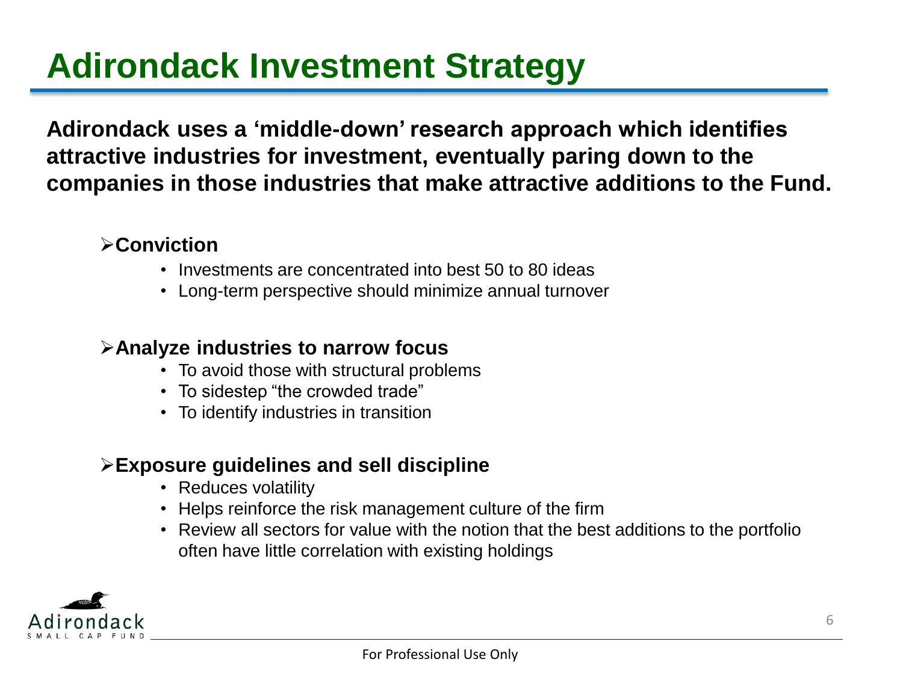# Adirondack Investment Strategy

**Adirondack uses a 'middle-down' research approach which identifies attractive industries for investment, eventually paring down to the companies in those industries that make attractive additions to the Fund.**

- **Conviction**
  - Investments are concentrated into best 50 to 80 ideas
  - Long-term perspective should minimize annual turnover

- **Analyze industries to narrow focus**
  - To avoid those with structural problems
  - To sidestep "the crowded trade"
  - To identify industries in transition

- **Exposure guidelines and sell discipline**
  - Reduces volatility
  - Helps reinforce the risk management culture of the firm
  - Review all sectors for value with the notion that the best additions to the portfolio often have little correlation with existing holdings

Adirondack SMALL CAP FUND

For Professional Use Only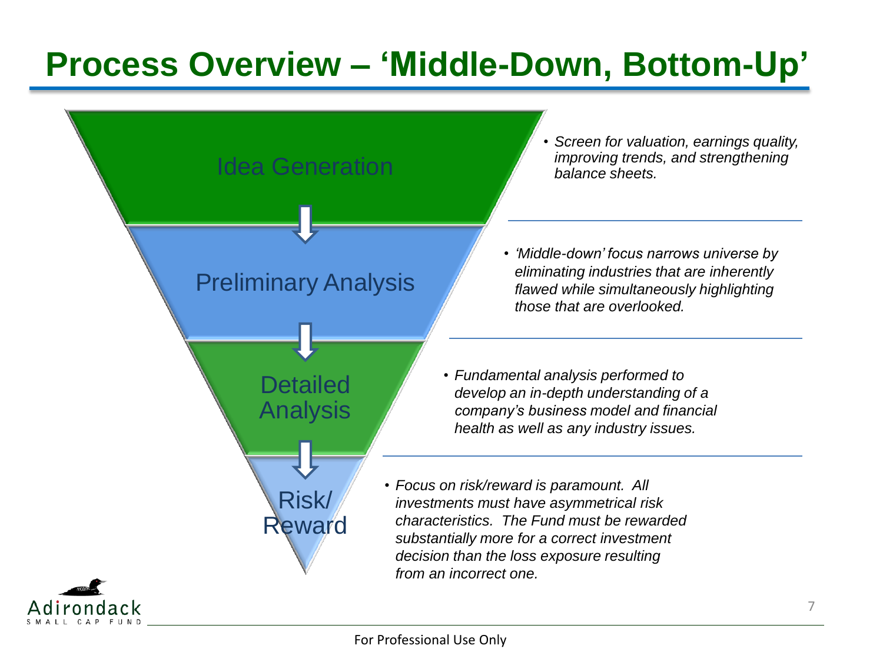# Process Overview – 'Middle-Down, Bottom-Up'

**Idea Generation**

- *Screen for valuation, earnings quality, improving trends, and strengthening balance sheets.*

**Preliminary Analysis**

- *'Middle-down' focus narrows universe by eliminating industries that are inherently flawed while simultaneously highlighting those that are overlooked.*

**Detailed Analysis**

- *Fundamental analysis performed to develop an in-depth understanding of a company's business model and financial health as well as any industry issues.*

**Risk/ Reward**

- *Focus on risk/reward is paramount. All investments must have asymmetrical risk characteristics. The Fund must be rewarded substantially more for a correct investment decision than the loss exposure resulting from an incorrect one.*

For Professional Use Only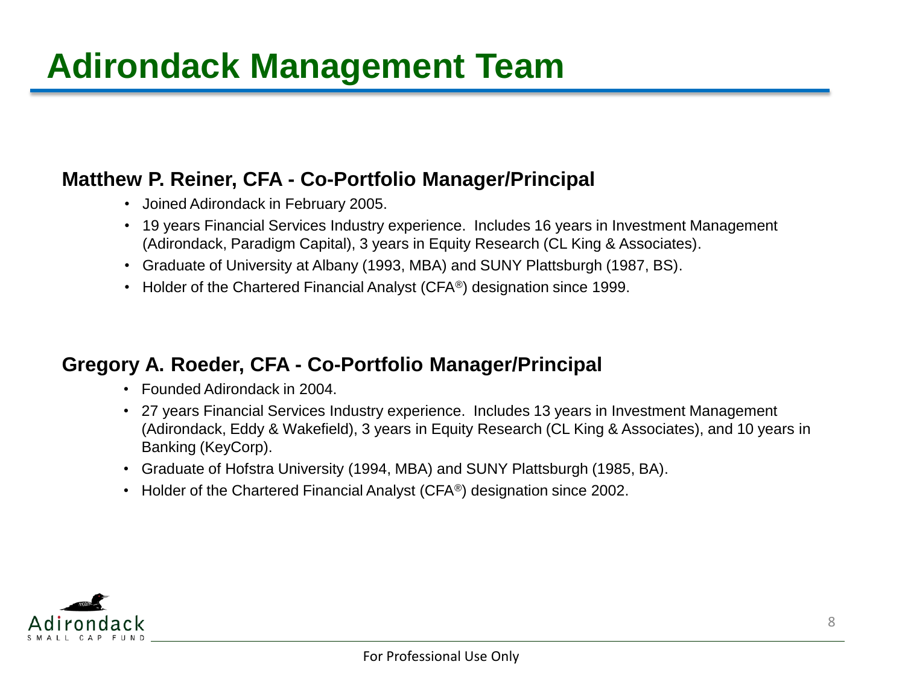# Adirondack Management Team

### Matthew P. Reiner, CFA - Co-Portfolio Manager/Principal

- Joined Adirondack in February 2005.
- 19 years Financial Services Industry experience. Includes 16 years in Investment Management (Adirondack, Paradigm Capital), 3 years in Equity Research (CL King & Associates).
- Graduate of University at Albany (1993, MBA) and SUNY Plattsburgh (1987, BS).
- Holder of the Chartered Financial Analyst (CFA®) designation since 1999.

### Gregory A. Roeder, CFA - Co-Portfolio Manager/Principal

- Founded Adirondack in 2004.
- 27 years Financial Services Industry experience. Includes 13 years in Investment Management (Adirondack, Eddy & Wakefield), 3 years in Equity Research (CL King & Associates), and 10 years in Banking (KeyCorp).
- Graduate of Hofstra University (1994, MBA) and SUNY Plattsburgh (1985, BA).
- Holder of the Chartered Financial Analyst (CFA®) designation since 2002.

For Professional Use Only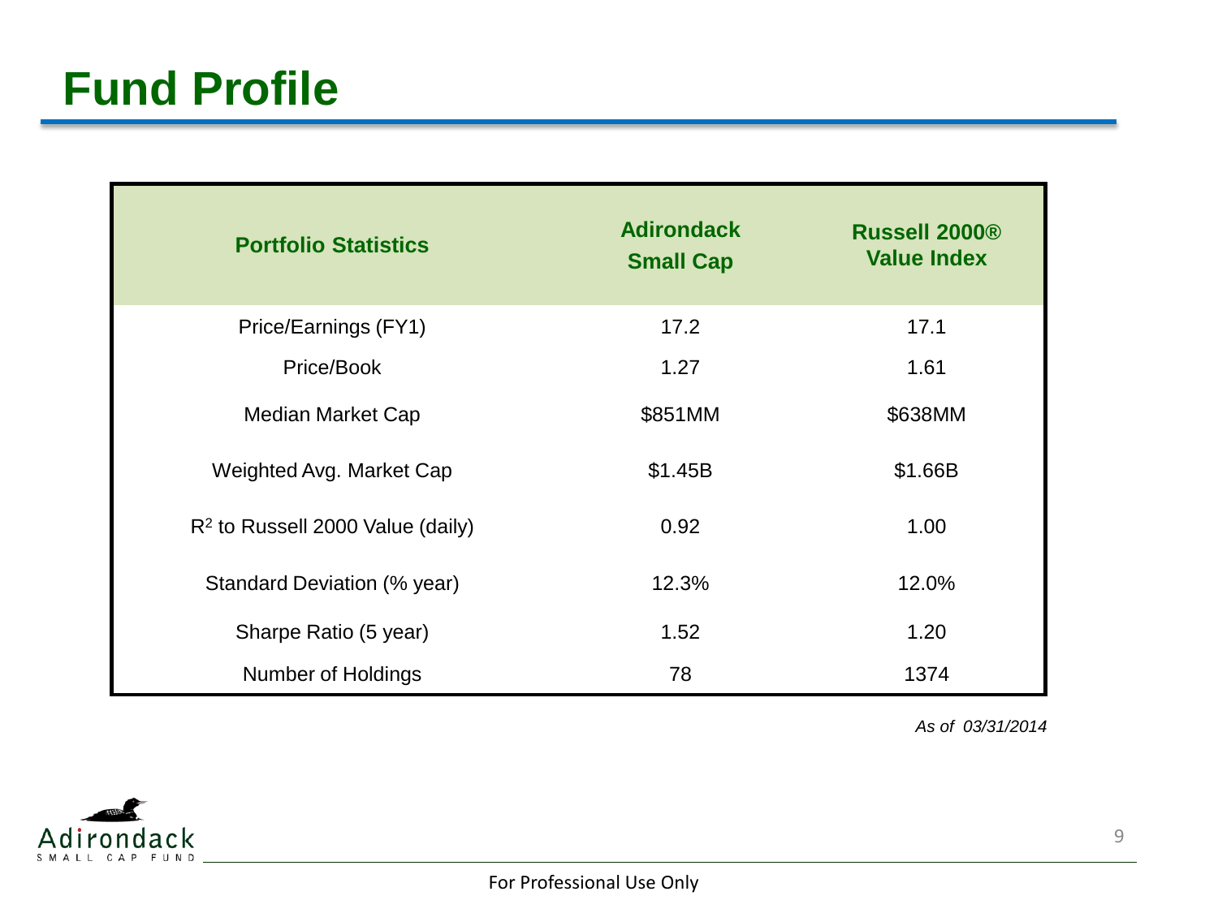# Fund Profile

| Portfolio Statistics | Adirondack Small Cap | Russell 2000® Value Index |
|---|---|---|
| Price/Earnings (FY1) | 17.2 | 17.1 |
| Price/Book | 1.27 | 1.61 |
| Median Market Cap | $851MM | $638MM |
| Weighted Avg. Market Cap | $1.45B | $1.66B |
| $R^2$ to Russell 2000 Value (daily) | 0.92 | 1.00 |
| Standard Deviation (% year) | 12.3% | 12.0% |
| Sharpe Ratio (5 year) | 1.52 | 1.20 |
| Number of Holdings | 78 | 1374 |

*As of 03/31/2014*

Adirondack SMALL CAP FUND

For Professional Use Only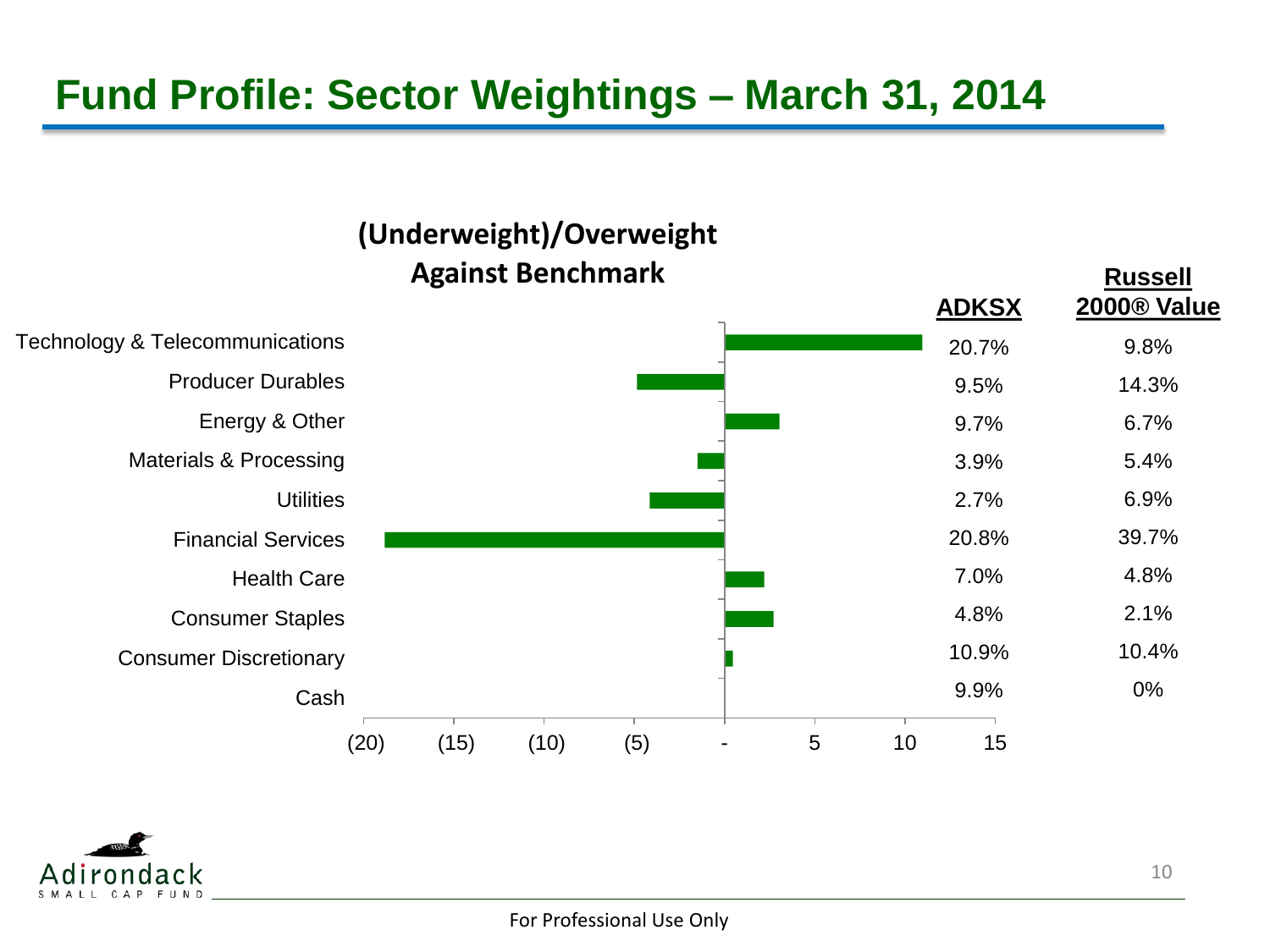# Fund Profile: Sector Weightings – March 31, 2014

**(Underweight)/Overweight Against Benchmark**

| Sector | ADKSX | Russell 2000® Value |
| --- | --- | --- |
| Technology & Telecommunications | 20.7% | 9.8% |
| Producer Durables | 9.5% | 14.3% |
| Energy & Other | 9.7% | 6.7% |
| Materials & Processing | 3.9% | 5.4% |
| Utilities | 2.7% | 6.9% |
| Financial Services | 20.8% | 39.7% |
| Health Care | 7.0% | 4.8% |
| Consumer Staples | 4.8% | 2.1% |
| Consumer Discretionary | 10.9% | 10.4% |
| Cash | 9.9% | 0% |

Adirondack SMALL CAP FUND

For Professional Use Only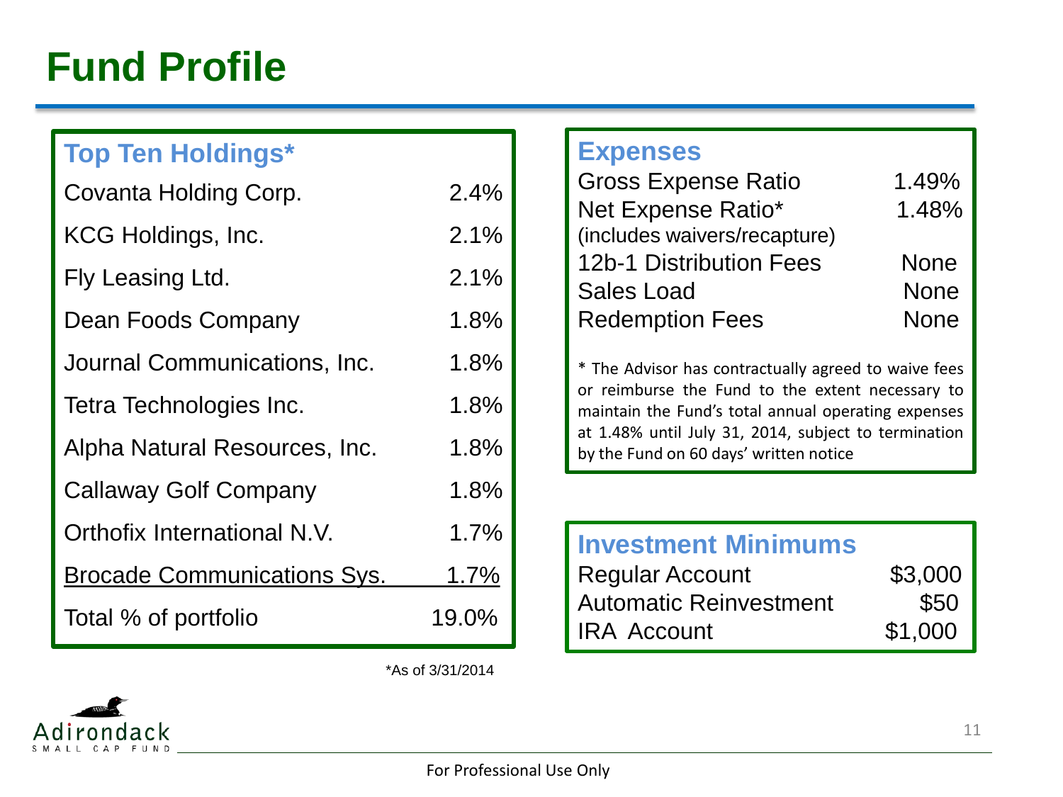# Fund Profile

## Top Ten Holdings*

| Holding | % |
|---|---|
| Covanta Holding Corp. | 2.4% |
| KCG Holdings, Inc. | 2.1% |
| Fly Leasing Ltd. | 2.1% |
| Dean Foods Company | 1.8% |
| Journal Communications, Inc. | 1.8% |
| Tetra Technologies Inc. | 1.8% |
| Alpha Natural Resources, Inc. | 1.8% |
| Callaway Golf Company | 1.8% |
| Orthofix International N.V. | 1.7% |
| Brocade Communications Sys. | 1.7% |
| Total % of portfolio | 19.0% |

*As of 3/31/2014

## Expenses

| Expense | Value |
|---|---|
| Gross Expense Ratio | 1.49% |
| Net Expense Ratio* (includes waivers/recapture) | 1.48% |
| 12b-1 Distribution Fees | None |
| Sales Load | None |
| Redemption Fees | None |

* The Advisor has contractually agreed to waive fees or reimburse the Fund to the extent necessary to maintain the Fund's total annual operating expenses at 1.48% until July 31, 2014, subject to termination by the Fund on 60 days' written notice

## Investment Minimums

| Account | Minimum |
|---|---|
| Regular Account | $3,000 |
| Automatic Reinvestment | $50 |
| IRA Account | $1,000 |

Adirondack SMALL CAP FUND

For Professional Use Only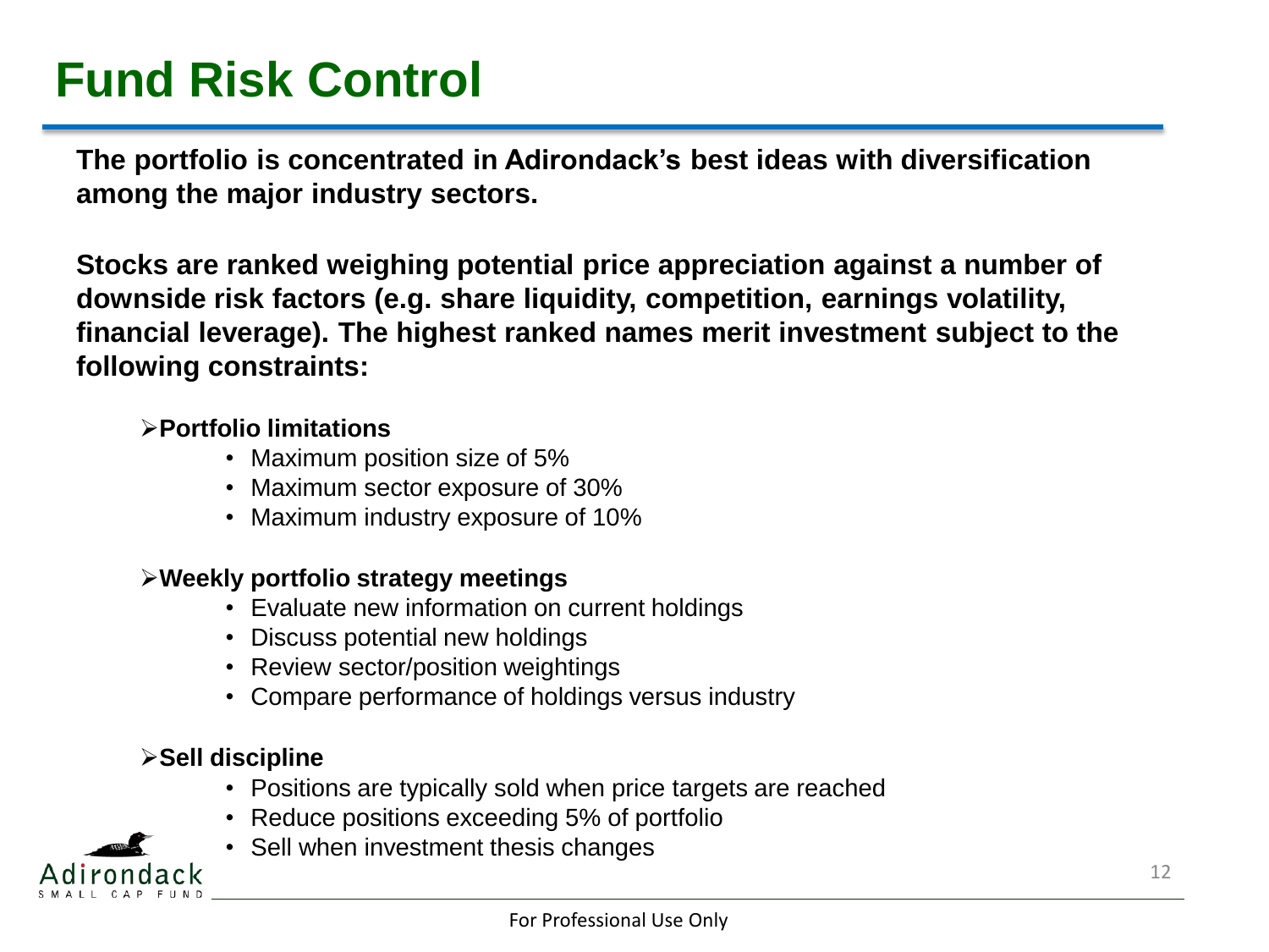# Fund Risk Control

**The portfolio is concentrated in Adirondack's best ideas with diversification among the major industry sectors.**

**Stocks are ranked weighing potential price appreciation against a number of downside risk factors (e.g. share liquidity, competition, earnings volatility, financial leverage). The highest ranked names merit investment subject to the following constraints:**

- **Portfolio limitations**
  - Maximum position size of 5%
  - Maximum sector exposure of 30%
  - Maximum industry exposure of 10%

- **Weekly portfolio strategy meetings**
  - Evaluate new information on current holdings
  - Discuss potential new holdings
  - Review sector/position weightings
  - Compare performance of holdings versus industry

- **Sell discipline**
  - Positions are typically sold when price targets are reached
  - Reduce positions exceeding 5% of portfolio
  - Sell when investment thesis changes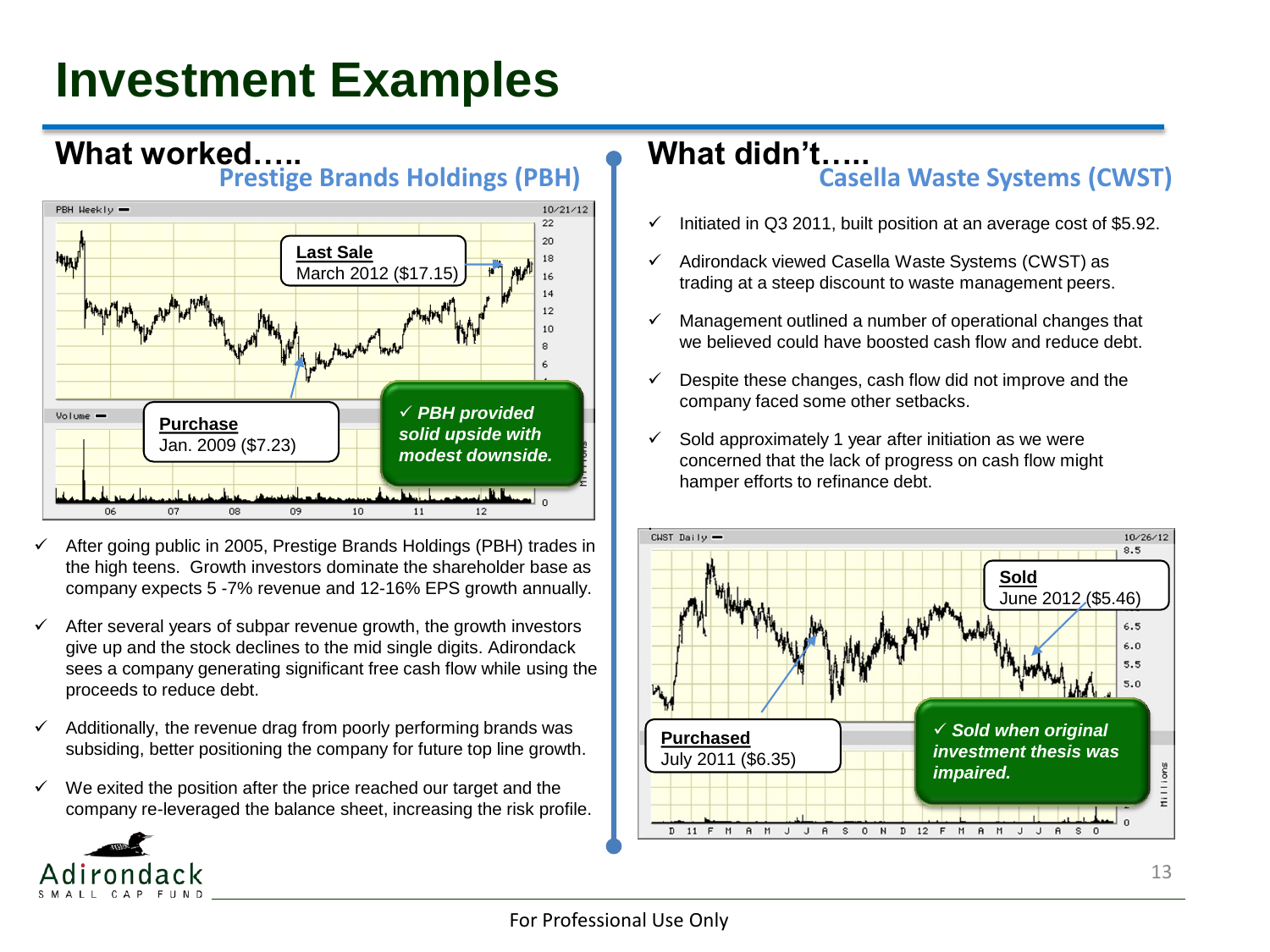# Investment Examples

## What worked…..

### Prestige Brands Holdings (PBH)

**Last Sale**
March 2012 ($17.15)

**Purchase**
Jan. 2009 ($7.23)

*✓ PBH provided solid upside with modest downside.*

- ✓ After going public in 2005, Prestige Brands Holdings (PBH) trades in the high teens. Growth investors dominate the shareholder base as company expects 5 -7% revenue and 12-16% EPS growth annually.
- ✓ After several years of subpar revenue growth, the growth investors give up and the stock declines to the mid single digits. Adirondack sees a company generating significant free cash flow while using the proceeds to reduce debt.
- ✓ Additionally, the revenue drag from poorly performing brands was subsiding, better positioning the company for future top line growth.
- ✓ We exited the position after the price reached our target and the company re-leveraged the balance sheet, increasing the risk profile.

## What didn't…..

### Casella Waste Systems (CWST)

- ✓ Initiated in Q3 2011, built position at an average cost of $5.92.
- ✓ Adirondack viewed Casella Waste Systems (CWST) as trading at a steep discount to waste management peers.
- ✓ Management outlined a number of operational changes that we believed could have boosted cash flow and reduce debt.
- ✓ Despite these changes, cash flow did not improve and the company faced some other setbacks.
- ✓ Sold approximately 1 year after initiation as we were concerned that the lack of progress on cash flow might hamper efforts to refinance debt.

**Sold**
June 2012 ($5.46)

**Purchased**
July 2011 ($6.35)

*✓ Sold when original investment thesis was impaired.*

For Professional Use Only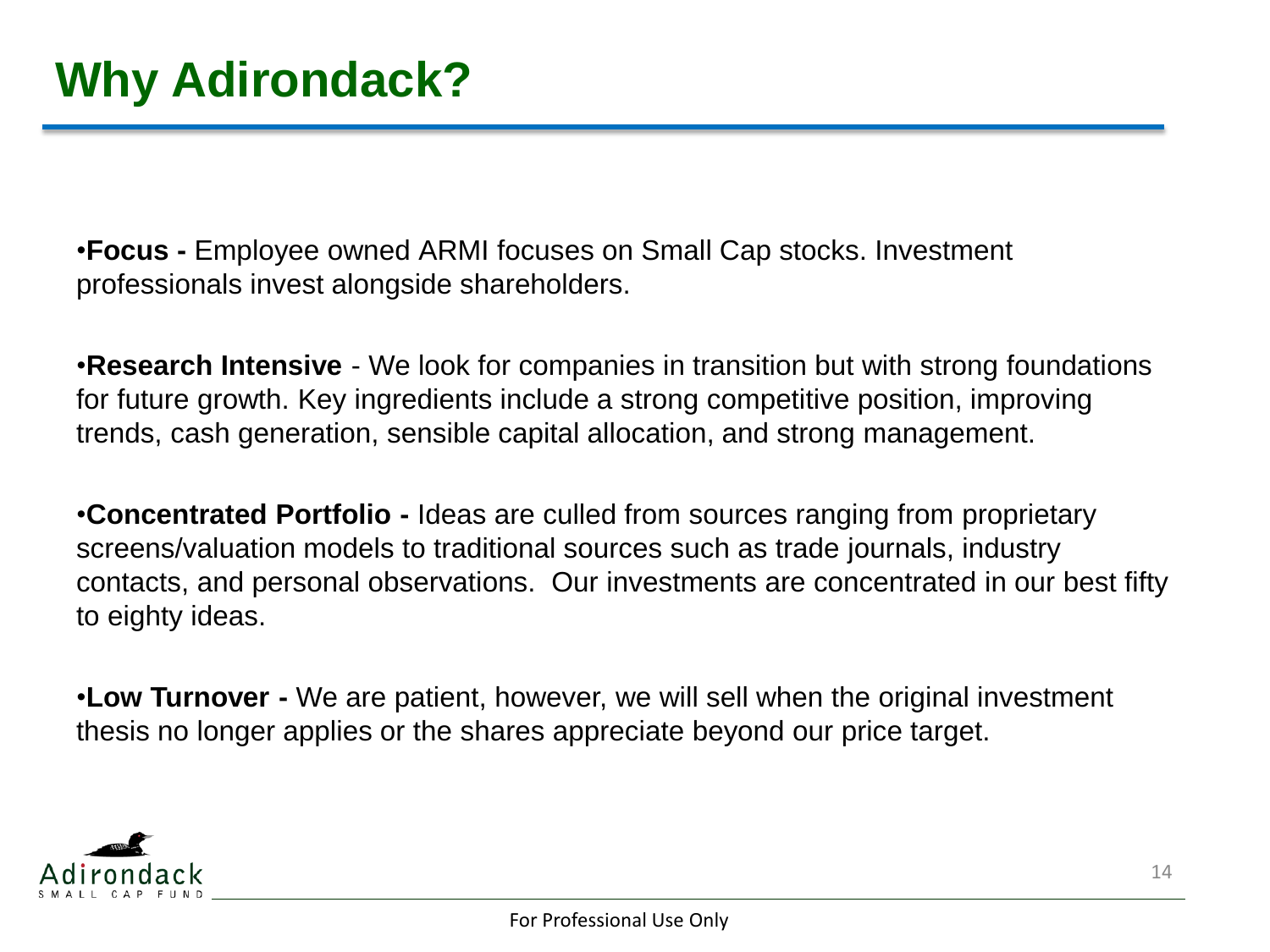# Why Adirondack?

- **Focus -** Employee owned ARMI focuses on Small Cap stocks. Investment professionals invest alongside shareholders.

- **Research Intensive** - We look for companies in transition but with strong foundations for future growth. Key ingredients include a strong competitive position, improving trends, cash generation, sensible capital allocation, and strong management.

- **Concentrated Portfolio -** Ideas are culled from sources ranging from proprietary screens/valuation models to traditional sources such as trade journals, industry contacts, and personal observations. Our investments are concentrated in our best fifty to eighty ideas.

- **Low Turnover -** We are patient, however, we will sell when the original investment thesis no longer applies or the shares appreciate beyond our price target.

For Professional Use Only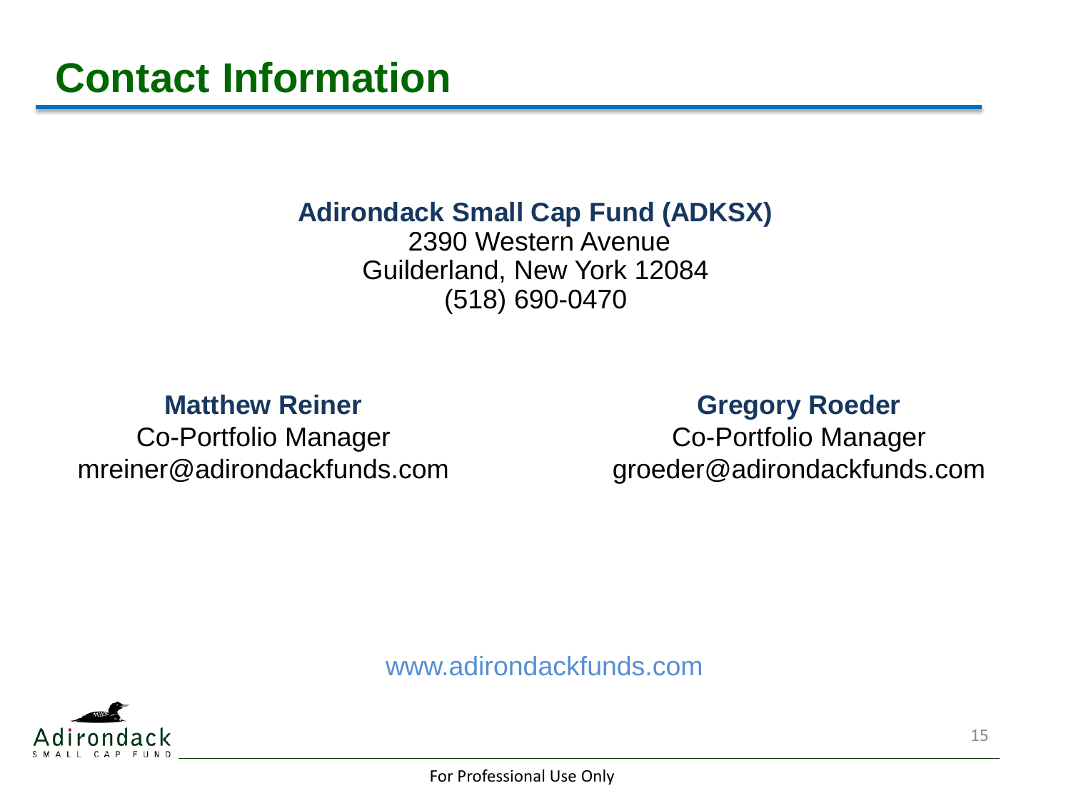# Contact Information

**Adirondack Small Cap Fund (ADKSX)**
2390 Western Avenue
Guilderland, New York 12084
(518) 690-0470

**Matthew Reiner**
Co-Portfolio Manager
mreiner@adirondackfunds.com

**Gregory Roeder**
Co-Portfolio Manager
groeder@adirondackfunds.com

www.adirondackfunds.com

Adirondack
SMALL CAP FUND

For Professional Use Only